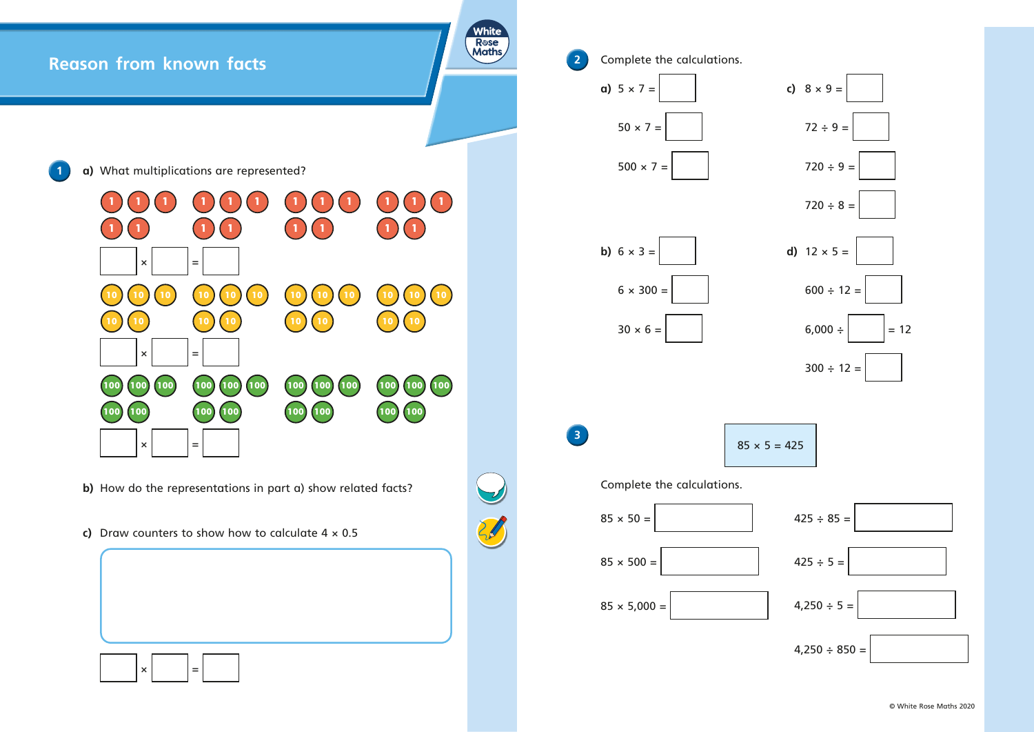# Reason from known facts

**1** **a)** What multiplications are represented?

1 1 1 &nbsp; 1 1 1 &nbsp; 1 1 1 &nbsp; 1 1 1
1 1 &nbsp; 1 1 &nbsp; 1 1 &nbsp; 1 1

☐ × ☐ = ☐

10 10 10 &nbsp; 10 10 10 &nbsp; 10 10 10 &nbsp; 10 10 10
10 10 &nbsp; 10 10 &nbsp; 10 10 &nbsp; 10 10

☐ × ☐ = ☐

100 100 100 &nbsp; 100 100 100 &nbsp; 100 100 100 &nbsp; 100 100 100
100 100 &nbsp; 100 100 &nbsp; 100 100 &nbsp; 100 100

☐ × ☐ = ☐

**b)** How do the representations in part a) show related facts?

**c)** Draw counters to show how to calculate 4 × 0.5

☐ × ☐ = ☐

**2** Complete the calculations.

**a)** 5 × 7 = ☐

50 × 7 = ☐

500 × 7 = ☐

**b)** 6 × 3 = ☐

6 × 300 = ☐

30 × 6 = ☐

**c)** 8 × 9 = ☐

72 ÷ 9 = ☐

720 ÷ 9 = ☐

720 ÷ 8 = ☐

**d)** 12 × 5 = ☐

600 ÷ 12 = ☐

6,000 ÷ ☐ = 12

300 ÷ 12 = ☐

**3**

85 × 5 = 425

Complete the calculations.

85 × 50 = ☐

85 × 500 = ☐

85 × 5,000 = ☐

425 ÷ 85 = ☐

425 ÷ 5 = ☐

4,250 ÷ 5 = ☐

4,250 ÷ 850 = ☐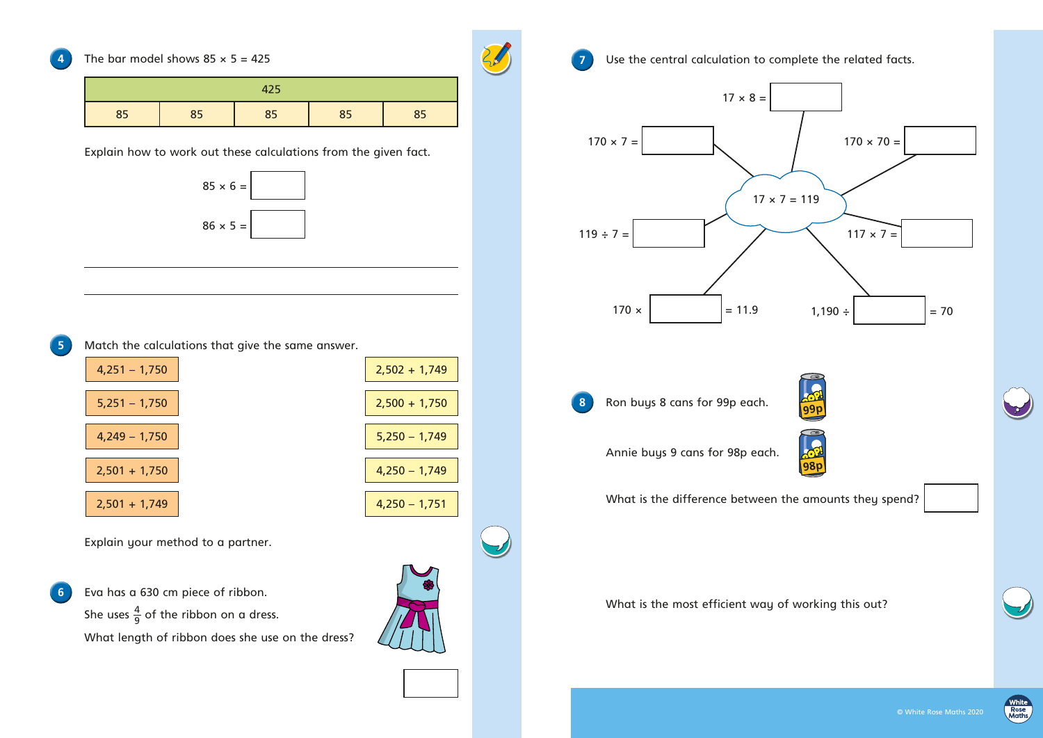**4** The bar model shows $85 \times 5 = 425$

| 425 | | | | |
|---|---|---|---|---|
| 85 | 85 | 85 | 85 | 85 |

Explain how to work out these calculations from the given fact.

$85 \times 6 =$ ☐

$86 \times 5 =$ ☐

______________________________________________

______________________________________________

**5** Match the calculations that give the same answer.

| | |
|---|---|
| 4,251 – 1,750 | 2,502 + 1,749 |
| 5,251 – 1,750 | 2,500 + 1,750 |
| 4,249 – 1,750 | 5,250 – 1,749 |
| 2,501 + 1,750 | 4,250 – 1,749 |
| 2,501 + 1,749 | 4,250 – 1,751 |

Explain your method to a partner.

**6** Eva has a 630 cm piece of ribbon.

She uses $\frac{4}{9}$ of the ribbon on a dress.

What length of ribbon does she use on the dress?

☐

**7** Use the central calculation to complete the related facts.

$17 \times 7 = 119$

$17 \times 8 =$ ☐

$170 \times 7 =$ ☐

$170 \times 70 =$ ☐

$119 \div 7 =$ ☐

$117 \times 7 =$ ☐

$170 \times$ ☐ $= 11.9$

$1,190 \div$ ☐ $= 70$

**8** Ron buys 8 cans for 99p each.

Annie buys 9 cans for 98p each.

What is the difference between the amounts they spend? ☐

What is the most efficient way of working this out?